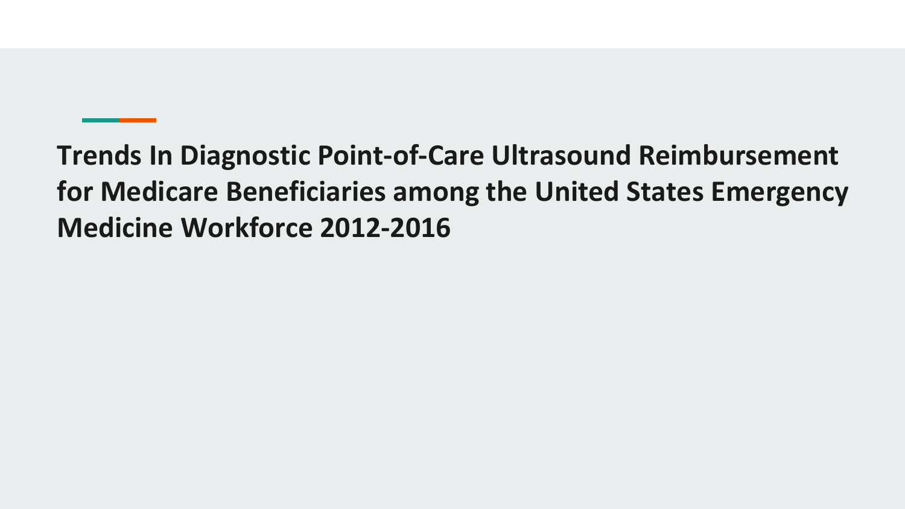# Trends In Diagnostic Point-of-Care Ultrasound Reimbursement for Medicare Beneficiaries among the United States Emergency Medicine Workforce 2012-2016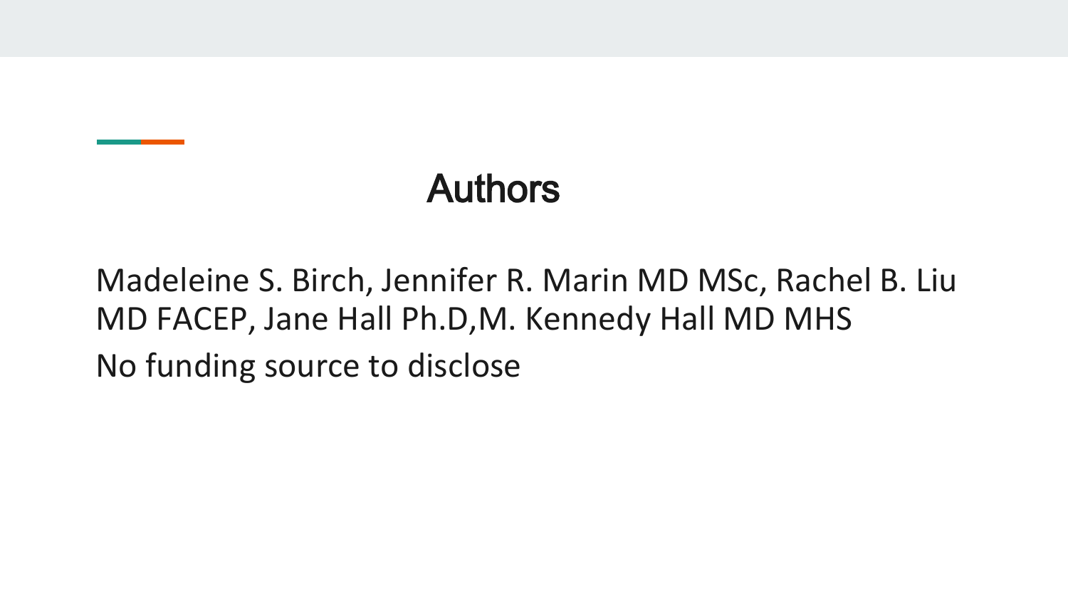# Authors

Madeleine S. Birch, Jennifer R. Marin MD MSc, Rachel B. Liu MD FACEP, Jane Hall Ph.D,M. Kennedy Hall MD MHS

No funding source to disclose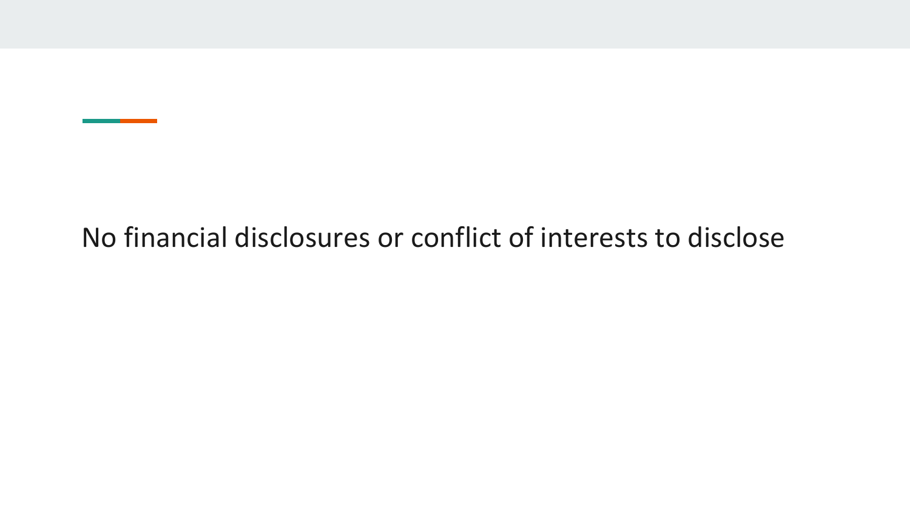No financial disclosures or conflict of interests to disclose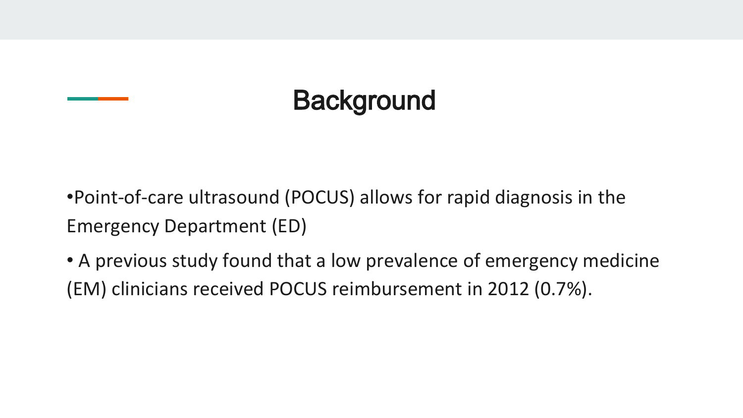# Background

- Point-of-care ultrasound (POCUS) allows for rapid diagnosis in the Emergency Department (ED)
- A previous study found that a low prevalence of emergency medicine (EM) clinicians received POCUS reimbursement in 2012 (0.7%).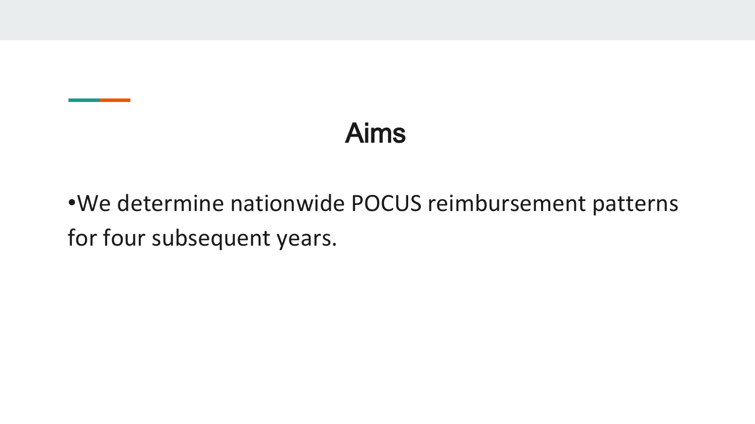# Aims

- We determine nationwide POCUS reimbursement patterns for four subsequent years.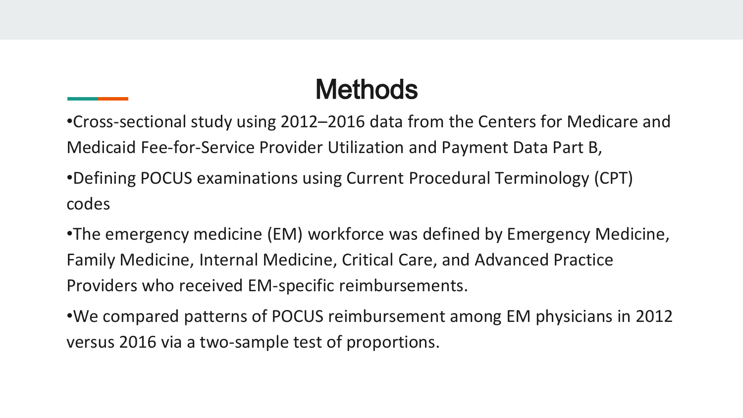# Methods

- Cross-sectional study using 2012–2016 data from the Centers for Medicare and Medicaid Fee-for-Service Provider Utilization and Payment Data Part B,
- Defining POCUS examinations using Current Procedural Terminology (CPT) codes
- The emergency medicine (EM) workforce was defined by Emergency Medicine, Family Medicine, Internal Medicine, Critical Care, and Advanced Practice Providers who received EM-specific reimbursements.
- We compared patterns of POCUS reimbursement among EM physicians in 2012 versus 2016 via a two-sample test of proportions.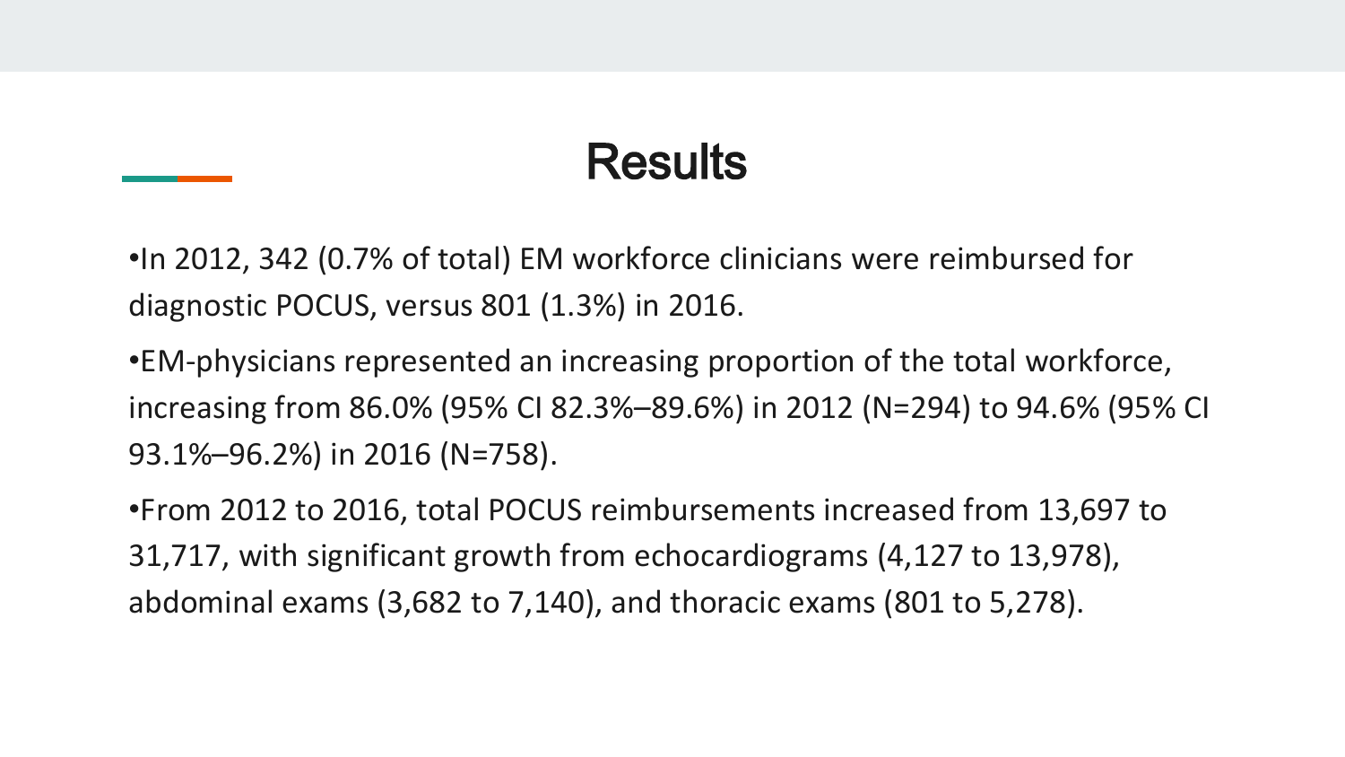# Results

- In 2012, 342 (0.7% of total) EM workforce clinicians were reimbursed for diagnostic POCUS, versus 801 (1.3%) in 2016.
- EM-physicians represented an increasing proportion of the total workforce, increasing from 86.0% (95% CI 82.3%–89.6%) in 2012 (N=294) to 94.6% (95% CI 93.1%–96.2%) in 2016 (N=758).
- From 2012 to 2016, total POCUS reimbursements increased from 13,697 to 31,717, with significant growth from echocardiograms (4,127 to 13,978), abdominal exams (3,682 to 7,140), and thoracic exams (801 to 5,278).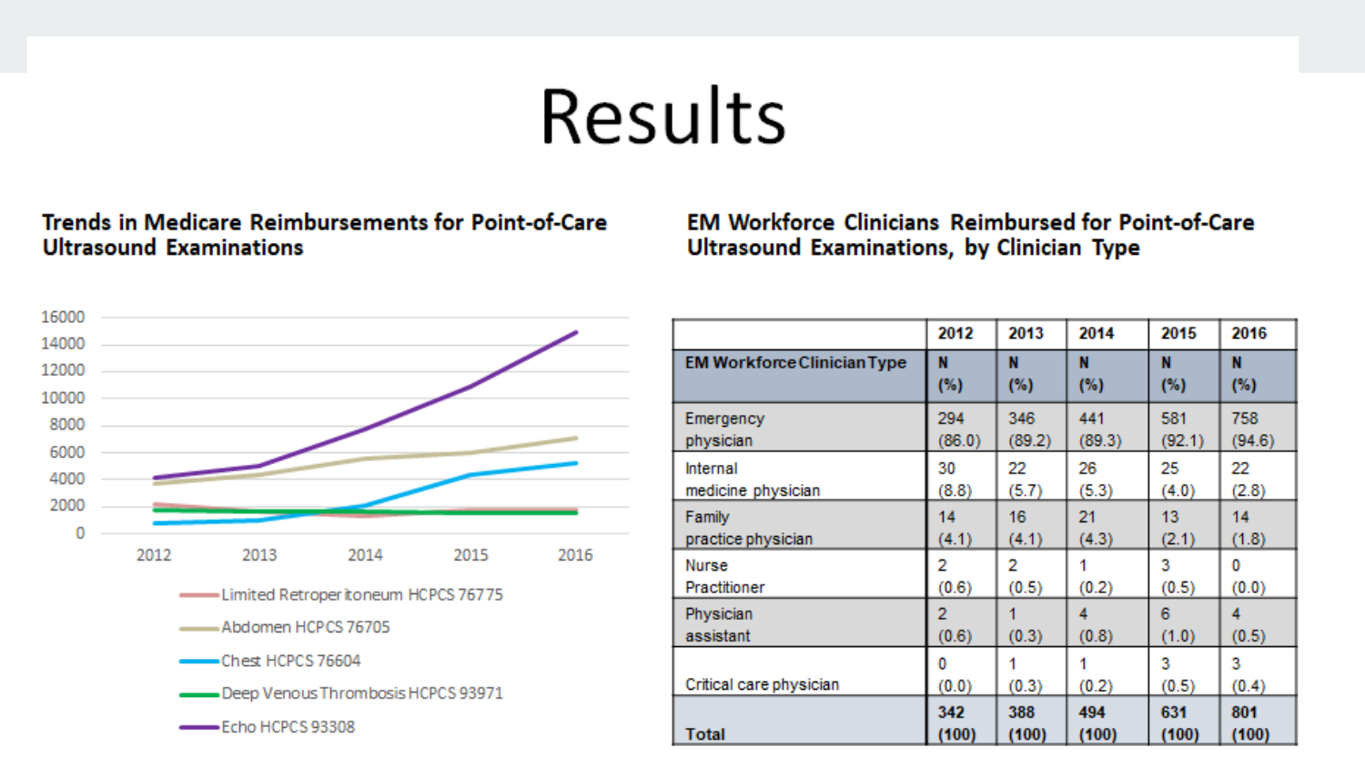# Results

### Trends in Medicare Reimbursements for Point-of-Care Ultrasound Examinations

16000
14000
12000
10000
8000
6000
4000
2000
0

2012 2013 2014 2015 2016

- Limited Retroperitoneum HCPCS 76775
- Abdomen HCPCS 76705
- Chest HCPCS 76604
- Deep Venous Thrombosis HCPCS 93971
- Echo HCPCS 93308

### EM Workforce Clinicians Reimbursed for Point-of-Care Ultrasound Examinations, by Clinician Type

| | 2012 | 2013 | 2014 | 2015 | 2016 |
|---|---|---|---|---|---|
| **EM Workforce Clinician Type** | **N (%)** | **N (%)** | **N (%)** | **N (%)** | **N (%)** |
| Emergency physician | 294 (86.0) | 346 (89.2) | 441 (89.3) | 581 (92.1) | 758 (94.6) |
| Internal medicine physician | 30 (8.8) | 22 (5.7) | 26 (5.3) | 25 (4.0) | 22 (2.8) |
| Family practice physician | 14 (4.1) | 16 (4.1) | 21 (4.3) | 13 (2.1) | 14 (1.8) |
| Nurse Practitioner | 2 (0.6) | 2 (0.5) | 1 (0.2) | 3 (0.5) | 0 (0.0) |
| Physician assistant | 2 (0.6) | 1 (0.3) | 4 (0.8) | 6 (1.0) | 4 (0.5) |
| Critical care physician | 0 (0.0) | 1 (0.3) | 1 (0.2) | 3 (0.5) | 3 (0.4) |
| **Total** | **342 (100)** | **388 (100)** | **494 (100)** | **631 (100)** | **801 (100)** |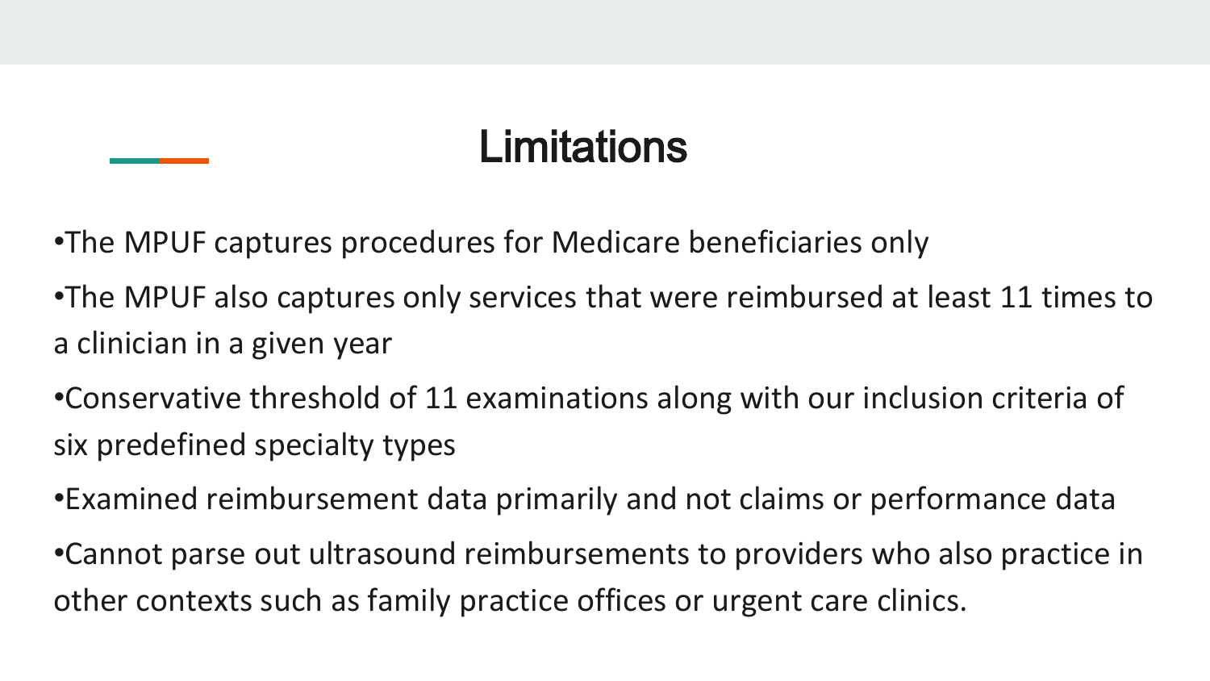# Limitations

- The MPUF captures procedures for Medicare beneficiaries only
- The MPUF also captures only services that were reimbursed at least 11 times to a clinician in a given year
- Conservative threshold of 11 examinations along with our inclusion criteria of six predefined specialty types
- Examined reimbursement data primarily and not claims or performance data
- Cannot parse out ultrasound reimbursements to providers who also practice in other contexts such as family practice offices or urgent care clinics.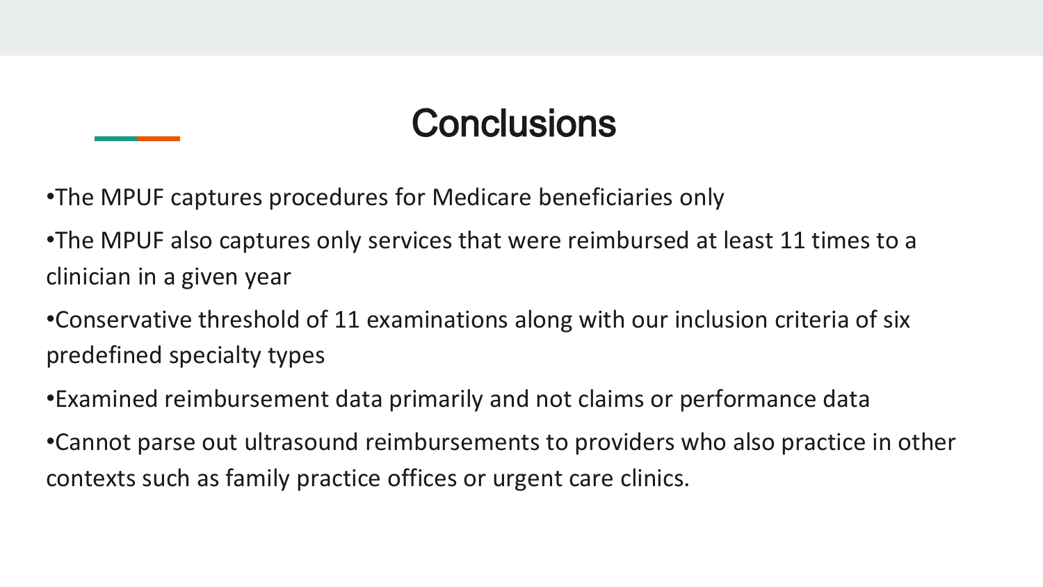# Conclusions

- The MPUF captures procedures for Medicare beneficiaries only
- The MPUF also captures only services that were reimbursed at least 11 times to a clinician in a given year
- Conservative threshold of 11 examinations along with our inclusion criteria of six predefined specialty types
- Examined reimbursement data primarily and not claims or performance data
- Cannot parse out ultrasound reimbursements to providers who also practice in other contexts such as family practice offices or urgent care clinics.